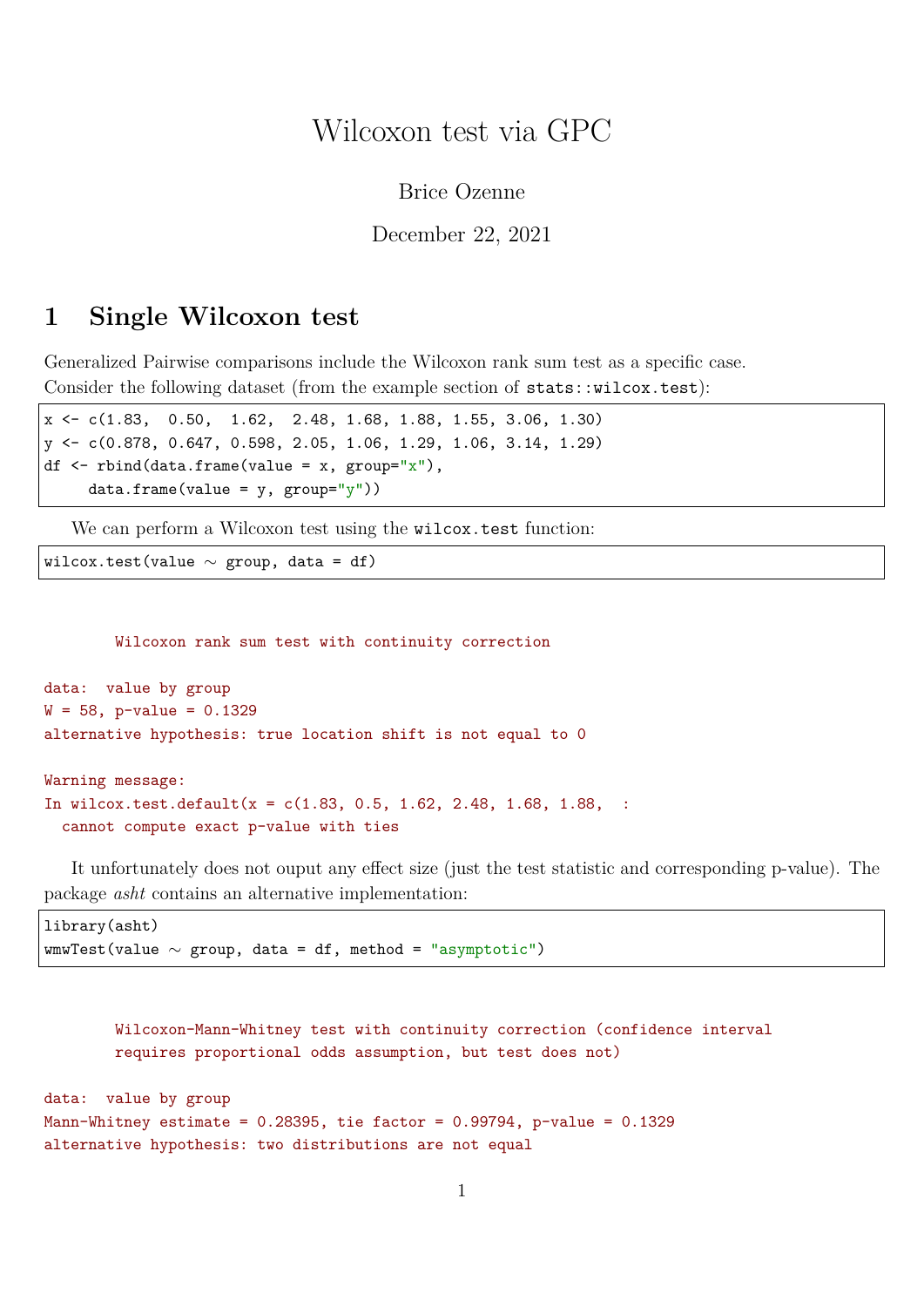# Wilcoxon test via GPC

Brice Ozenne

December 22, 2021

## 1 Single Wilcoxon test

Generalized Pairwise comparisons include the Wilcoxon rank sum test as a specific case.
Consider the following dataset (from the example section of `stats::wilcox.test`):

```
x <- c(1.83,  0.50,  1.62,  2.48, 1.68, 1.88, 1.55, 3.06, 1.30)
y <- c(0.878, 0.647, 0.598, 2.05, 1.06, 1.29, 1.06, 3.14, 1.29)
df <- rbind(data.frame(value = x, group="x"),
     data.frame(value = y, group="y"))
```

We can perform a Wilcoxon test using the `wilcox.test` function:

```
wilcox.test(value ~ group, data = df)
```

```

        Wilcoxon rank sum test with continuity correction

data:  value by group
W = 58, p-value = 0.1329
alternative hypothesis: true location shift is not equal to 0

Warning message:
In wilcox.test.default(x = c(1.83, 0.5, 1.62, 2.48, 1.68, 1.88,  :
  cannot compute exact p-value with ties
```

It unfortunately does not ouput any effect size (just the test statistic and corresponding p-value). The package *asht* contains an alternative implementation:

```
library(asht)
wmwTest(value ~ group, data = df, method = "asymptotic")
```

```

        Wilcoxon-Mann-Whitney test with continuity correction (confidence interval
        requires proportional odds assumption, but test does not)

data:  value by group
Mann-Whitney estimate = 0.28395, tie factor = 0.99794, p-value = 0.1329
alternative hypothesis: two distributions are not equal
```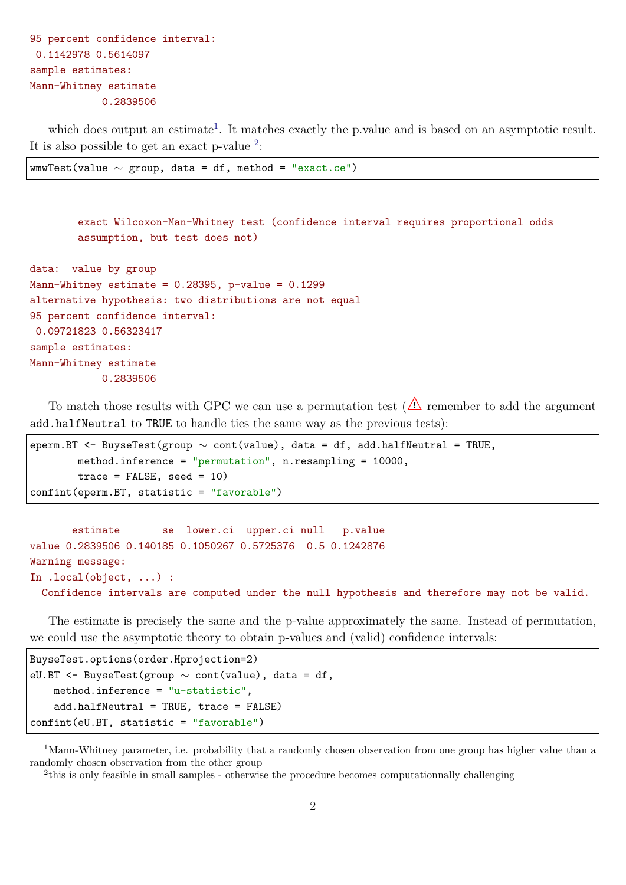```
95 percent confidence interval:
 0.1142978 0.5614097
sample estimates:
Mann-Whitney estimate
            0.2839506
```

which does output an estimate[1]. It matches exactly the p.value and is based on an asymptotic result. It is also possible to get an exact p-value [2]:

```
wmwTest(value ~ group, data = df, method = "exact.ce")
```

```

        exact Wilcoxon-Man-Whitney test (confidence interval requires proportional odds
        assumption, but test does not)

data:  value by group
Mann-Whitney estimate = 0.28395, p-value = 0.1299
alternative hypothesis: two distributions are not equal
95 percent confidence interval:
 0.09721823 0.56323417
sample estimates:
Mann-Whitney estimate
            0.2839506
```

To match those results with GPC we can use a permutation test (⚠ remember to add the argument `add.halfNeutral` to `TRUE` to handle ties the same way as the previous tests):

```
eperm.BT <- BuyseTest(group ~ cont(value), data = df, add.halfNeutral = TRUE,
        method.inference = "permutation", n.resampling = 10000,
        trace = FALSE, seed = 10)
confint(eperm.BT, statistic = "favorable")
```

```
       estimate       se  lower.ci  upper.ci null   p.value
value 0.2839506 0.140185 0.1050267 0.5725376  0.5 0.1242876
Warning message:
In .local(object, ...) :
  Confidence intervals are computed under the null hypothesis and therefore may not be valid.
```

The estimate is precisely the same and the p-value approximately the same. Instead of permutation, we could use the asymptotic theory to obtain p-values and (valid) confidence intervals:

```
BuyseTest.options(order.Hprojection=2)
eU.BT <- BuyseTest(group ~ cont(value), data = df,
    method.inference = "u-statistic",
    add.halfNeutral = TRUE, trace = FALSE)
confint(eU.BT, statistic = "favorable")
```

[1] Mann-Whitney parameter, i.e. probability that a randomly chosen observation from one group has higher value than a randomly chosen observation from the other group

[2] this is only feasible in small samples - otherwise the procedure becomes computationnally challenging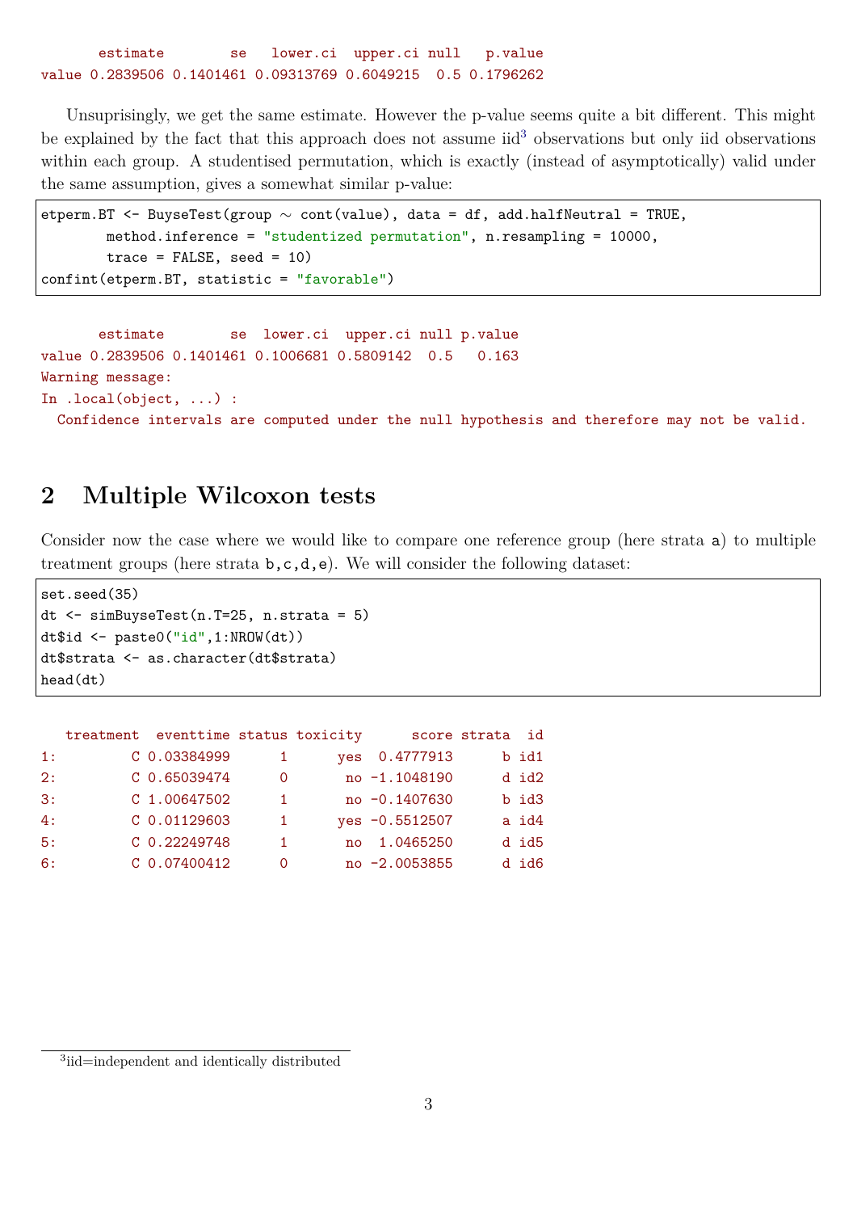```
      estimate        se   lower.ci  upper.ci null   p.value
value 0.2839506 0.1401461 0.09313769 0.6049215  0.5 0.1796262
```

Unsuprisingly, we get the same estimate. However the p-value seems quite a bit different. This might be explained by the fact that this approach does not assume iid[3] observations but only iid observations within each group. A studentised permutation, which is exactly (instead of asymptotically) valid under the same assumption, gives a somewhat similar p-value:

```
etperm.BT <- BuyseTest(group ~ cont(value), data = df, add.halfNeutral = TRUE,
        method.inference = "studentized permutation", n.resampling = 10000,
        trace = FALSE, seed = 10)
confint(etperm.BT, statistic = "favorable")
```

```
      estimate        se  lower.ci  upper.ci null p.value
value 0.2839506 0.1401461 0.1006681 0.5809142  0.5   0.163
Warning message:
In .local(object, ...) :
  Confidence intervals are computed under the null hypothesis and therefore may not be valid.
```

## 2 Multiple Wilcoxon tests

Consider now the case where we would like to compare one reference group (here strata `a`) to multiple treatment groups (here strata `b,c,d,e`). We will consider the following dataset:

```
set.seed(35)
dt <- simBuyseTest(n.T=25, n.strata = 5)
dt$id <- paste0("id",1:NROW(dt))
dt$strata <- as.character(dt$strata)
head(dt)
```

```
   treatment  eventtime status toxicity      score strata  id
1:         C 0.03384999      1      yes  0.4777913      b id1
2:         C 0.65039474      0       no -1.1048190      d id2
3:         C 1.00647502      1       no -0.1407630      b id3
4:         C 0.01129603      1      yes -0.5512507      a id4
5:         C 0.22249748      1       no  1.0465250      d id5
6:         C 0.07400412      0       no -2.0053855      d id6
```

[3] iid=independent and identically distributed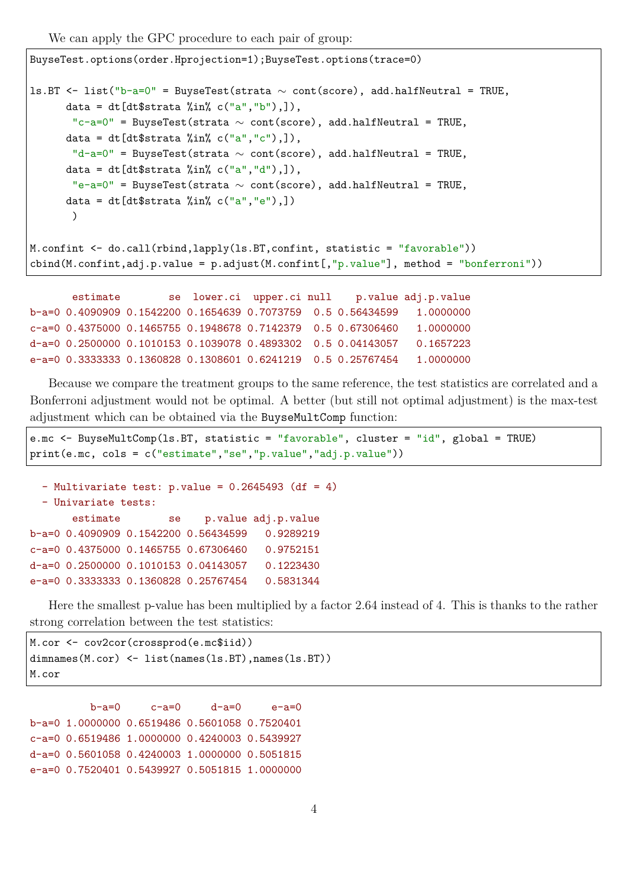We can apply the GPC procedure to each pair of group:

```
BuyseTest.options(order.Hprojection=1);BuyseTest.options(trace=0)

ls.BT <- list("b-a=0" = BuyseTest(strata ~ cont(score), add.halfNeutral = TRUE,
      data = dt[dt$strata %in% c("a","b"),]),
       "c-a=0" = BuyseTest(strata ~ cont(score), add.halfNeutral = TRUE,
      data = dt[dt$strata %in% c("a","c"),]),
       "d-a=0" = BuyseTest(strata ~ cont(score), add.halfNeutral = TRUE,
      data = dt[dt$strata %in% c("a","d"),]),
       "e-a=0" = BuyseTest(strata ~ cont(score), add.halfNeutral = TRUE,
      data = dt[dt$strata %in% c("a","e"),])
       )

M.confint <- do.call(rbind,lapply(ls.BT,confint, statistic = "favorable"))
cbind(M.confint,adj.p.value = p.adjust(M.confint[,"p.value"], method = "bonferroni"))
```

```
       estimate        se  lower.ci  upper.ci null    p.value adj.p.value
b-a=0 0.4090909 0.1542200 0.1654639 0.7073759  0.5 0.56434599   1.0000000
c-a=0 0.4375000 0.1465755 0.1948678 0.7142379  0.5 0.67306460   1.0000000
d-a=0 0.2500000 0.1010153 0.1039078 0.4893302  0.5 0.04143057   0.1657223
e-a=0 0.3333333 0.1360828 0.1308601 0.6241219  0.5 0.25767454   1.0000000
```

Because we compare the treatment groups to the same reference, the test statistics are correlated and a Bonferroni adjustment would not be optimal. A better (but still not optimal adjustment) is the max-test adjustment which can be obtained via the BuyseMultComp function:

```
e.mc <- BuyseMultComp(ls.BT, statistic = "favorable", cluster = "id", global = TRUE)
print(e.mc, cols = c("estimate","se","p.value","adj.p.value"))
```

```
  - Multivariate test: p.value = 0.2645493 (df = 4)
  - Univariate tests:
       estimate        se    p.value adj.p.value
b-a=0 0.4090909 0.1542200 0.56434599   0.9289219
c-a=0 0.4375000 0.1465755 0.67306460   0.9752151
d-a=0 0.2500000 0.1010153 0.04143057   0.1223430
e-a=0 0.3333333 0.1360828 0.25767454   0.5831344
```

Here the smallest p-value has been multiplied by a factor 2.64 instead of 4. This is thanks to the rather strong correlation between the test statistics:

```
M.cor <- cov2cor(crossprod(e.mc$iid))
dimnames(M.cor) <- list(names(ls.BT),names(ls.BT))
M.cor
```

```
          b-a=0     c-a=0     d-a=0     e-a=0
b-a=0 1.0000000 0.6519486 0.5601058 0.7520401
c-a=0 0.6519486 1.0000000 0.4240003 0.5439927
d-a=0 0.5601058 0.4240003 1.0000000 0.5051815
e-a=0 0.7520401 0.5439927 0.5051815 1.0000000
```